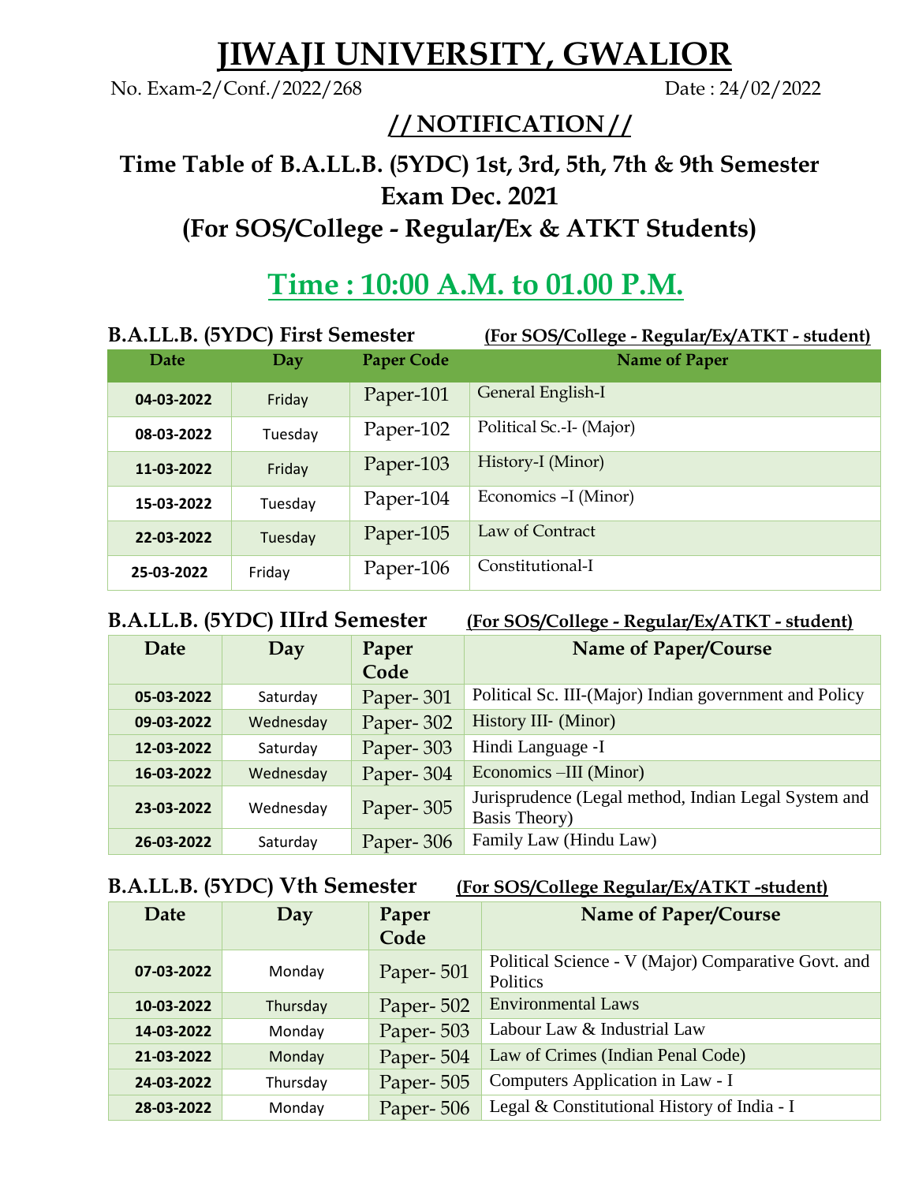# JIWAJI UNIVERSITY, GWALIOR

No. Exam-2/Conf./2022/268 Date : 24/02/2022

## // NOTIFICATION //

## Time Table of B.A.LL.B. (5YDC) 1st, 3rd, 5th, 7th & 9th Semester Exam Dec. 2021

## (For SOS/College - Regular/Ex & ATKT Students)

## Time : 10:00 A.M. to 01.00 P.M.

### B.A.LL.B. (5YDC) First Semester (For SOS/College - Regular/Ex/ATKT - student)

| Date | Day | Paper Code | Name of Paper |
|---|---|---|---|
| 04-03-2022 | Friday | Paper-101 | General English-I |
| 08-03-2022 | Tuesday | Paper-102 | Political Sc.-I- (Major) |
| 11-03-2022 | Friday | Paper-103 | History-I (Minor) |
| 15-03-2022 | Tuesday | Paper-104 | Economics –I (Minor) |
| 22-03-2022 | Tuesday | Paper-105 | Law of Contract |
| 25-03-2022 | Friday | Paper-106 | Constitutional-I |

### B.A.LL.B. (5YDC) IIIrd Semester (For SOS/College - Regular/Ex/ATKT - student)

| Date | Day | Paper Code | Name of Paper/Course |
|---|---|---|---|
| 05-03-2022 | Saturday | Paper- 301 | Political Sc. III-(Major) Indian government and Policy |
| 09-03-2022 | Wednesday | Paper- 302 | History III- (Minor) |
| 12-03-2022 | Saturday | Paper- 303 | Hindi Language -I |
| 16-03-2022 | Wednesday | Paper- 304 | Economics –III (Minor) |
| 23-03-2022 | Wednesday | Paper- 305 | Jurisprudence (Legal method, Indian Legal System and Basis Theory) |
| 26-03-2022 | Saturday | Paper- 306 | Family Law (Hindu Law) |

### B.A.LL.B. (5YDC) Vth Semester (For SOS/College Regular/Ex/ATKT -student)

| Date | Day | Paper Code | Name of Paper/Course |
|---|---|---|---|
| 07-03-2022 | Monday | Paper- 501 | Political Science - V (Major) Comparative Govt. and Politics |
| 10-03-2022 | Thursday | Paper- 502 | Environmental Laws |
| 14-03-2022 | Monday | Paper- 503 | Labour Law & Industrial Law |
| 21-03-2022 | Monday | Paper- 504 | Law of Crimes (Indian Penal Code) |
| 24-03-2022 | Thursday | Paper- 505 | Computers Application in Law - I |
| 28-03-2022 | Monday | Paper- 506 | Legal & Constitutional History of India - I |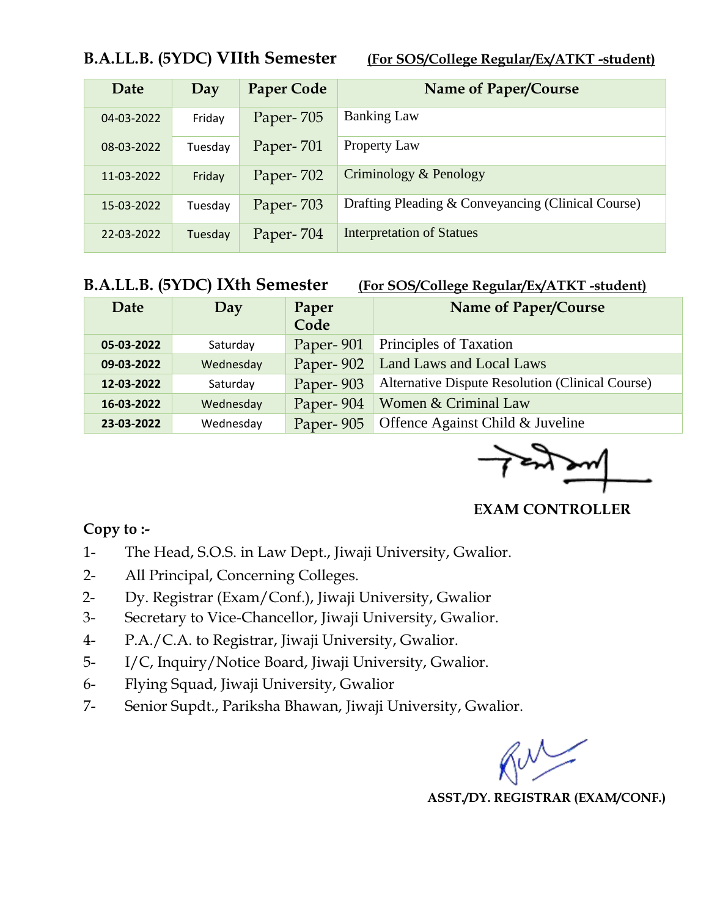**B.A.LL.B. (5YDC) VIIth Semester** **(For SOS/College Regular/Ex/ATKT -student)**

| Date | Day | Paper Code | Name of Paper/Course |
|---|---|---|---|
| 04-03-2022 | Friday | Paper- 705 | Banking Law |
| 08-03-2022 | Tuesday | Paper- 701 | Property Law |
| 11-03-2022 | Friday | Paper- 702 | Criminology & Penology |
| 15-03-2022 | Tuesday | Paper- 703 | Drafting Pleading & Conveyancing (Clinical Course) |
| 22-03-2022 | Tuesday | Paper- 704 | Interpretation of Statues |

**B.A.LL.B. (5YDC) IXth Semester** **(For SOS/College Regular/Ex/ATKT -student)**

| Date | Day | Paper Code | Name of Paper/Course |
|---|---|---|---|
| **05-03-2022** | Saturday | Paper- 901 | Principles of Taxation |
| **09-03-2022** | Wednesday | Paper- 902 | Land Laws and Local Laws |
| **12-03-2022** | Saturday | Paper- 903 | Alternative Dispute Resolution (Clinical Course) |
| **16-03-2022** | Wednesday | Paper- 904 | Women & Criminal Law |
| **23-03-2022** | Wednesday | Paper- 905 | Offence Against Child & Juveline |

**EXAM CONTROLLER**

**Copy to :-**

1- The Head, S.O.S. in Law Dept., Jiwaji University, Gwalior.
2- All Principal, Concerning Colleges.
2- Dy. Registrar (Exam/Conf.), Jiwaji University, Gwalior
3- Secretary to Vice-Chancellor, Jiwaji University, Gwalior.
4- P.A./C.A. to Registrar, Jiwaji University, Gwalior.
5- I/C, Inquiry/Notice Board, Jiwaji University, Gwalior.
6- Flying Squad, Jiwaji University, Gwalior
7- Senior Supdt., Pariksha Bhawan, Jiwaji University, Gwalior.

**ASST./DY. REGISTRAR (EXAM/CONF.)**